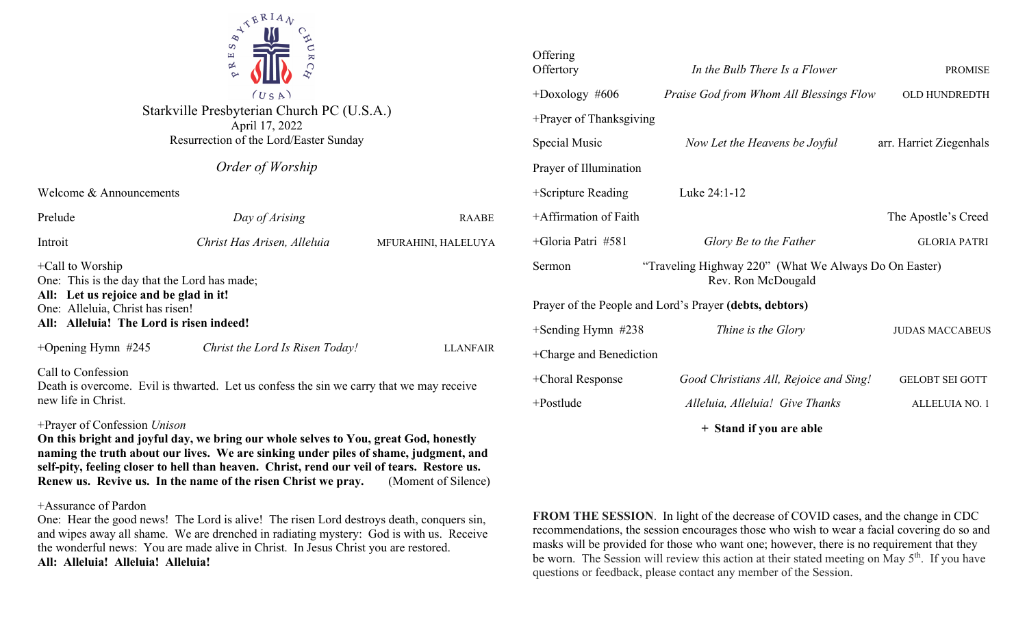Starkville Presbyterian Church PC (U.S.A.)
April 17, 2022
Resurrection of the Lord/Easter Sunday

# *Order of Worship*

Welcome & Announcements

Prelude *Day of Arising* RAABE

Introit *Christ Has Arisen, Alleluia* MFURAHINI, HALELUYA

+Call to Worship
One: This is the day that the Lord has made;
**All: Let us rejoice and be glad in it!**
One: Alleluia, Christ has risen!
**All: Alleluia! The Lord is risen indeed!**

+Opening Hymn #245 *Christ the Lord Is Risen Today!* LLANFAIR

Call to Confession
Death is overcome. Evil is thwarted. Let us confess the sin we carry that we may receive new life in Christ.

+Prayer of Confession *Unison*
**On this bright and joyful day, we bring our whole selves to You, great God, honestly naming the truth about our lives. We are sinking under piles of shame, judgment, and self-pity, feeling closer to hell than heaven. Christ, rend our veil of tears. Restore us. Renew us. Revive us. In the name of the risen Christ we pray.** (Moment of Silence)

+Assurance of Pardon
One: Hear the good news! The Lord is alive! The risen Lord destroys death, conquers sin, and wipes away all shame. We are drenched in radiating mystery: God is with us. Receive the wonderful news: You are made alive in Christ. In Jesus Christ you are restored.
**All: Alleluia! Alleluia! Alleluia!**

Offering
Offertory *In the Bulb There Is a Flower* PROMISE

+Doxology #606 *Praise God from Whom All Blessings Flow* OLD HUNDREDTH

+Prayer of Thanksgiving

Special Music *Now Let the Heavens be Joyful* arr. Harriet Ziegenhals

Prayer of Illumination

+Scripture Reading Luke 24:1-12

+Affirmation of Faith The Apostle's Creed

+Gloria Patri #581 *Glory Be to the Father* GLORIA PATRI

Sermon "Traveling Highway 220" (What We Always Do On Easter)
Rev. Ron McDougald

Prayer of the People and Lord's Prayer **(debts, debtors)**

+Sending Hymn #238 *Thine is the Glory* JUDAS MACCABEUS

+Charge and Benediction

+Choral Response *Good Christians All, Rejoice and Sing!* GELOBT SEI GOTT

+Postlude *Alleluia, Alleluia! Give Thanks* ALLELUIA NO. 1

**+ Stand if you are able**

**FROM THE SESSION**. In light of the decrease of COVID cases, and the change in CDC recommendations, the session encourages those who wish to wear a facial covering do so and masks will be provided for those who want one; however, there is no requirement that they be worn. The Session will review this action at their stated meeting on May 5th. If you have questions or feedback, please contact any member of the Session.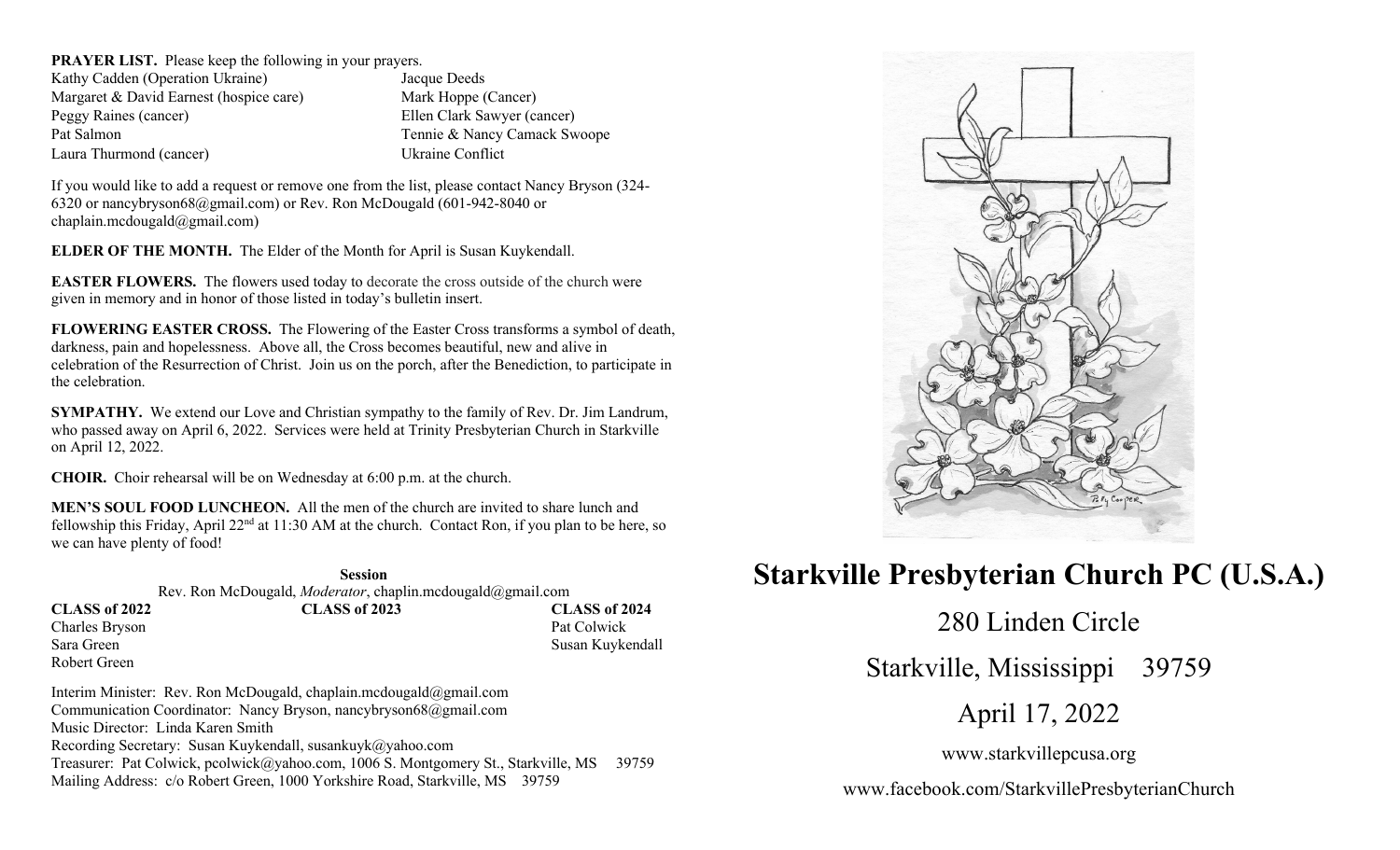**PRAYER LIST.** Please keep the following in your prayers.

| | |
|---|---|
| Kathy Cadden (Operation Ukraine) | Jacque Deeds |
| Margaret & David Earnest (hospice care) | Mark Hoppe (Cancer) |
| Peggy Raines (cancer) | Ellen Clark Sawyer (cancer) |
| Pat Salmon | Tennie & Nancy Camack Swoope |
| Laura Thurmond (cancer) | Ukraine Conflict |

If you would like to add a request or remove one from the list, please contact Nancy Bryson (324-6320 or nancybryson68@gmail.com) or Rev. Ron McDougald (601-942-8040 or chaplain.mcdougald@gmail.com)

**ELDER OF THE MONTH.** The Elder of the Month for April is Susan Kuykendall.

**EASTER FLOWERS.** The flowers used today to decorate the cross outside of the church were given in memory and in honor of those listed in today's bulletin insert.

**FLOWERING EASTER CROSS.** The Flowering of the Easter Cross transforms a symbol of death, darkness, pain and hopelessness. Above all, the Cross becomes beautiful, new and alive in celebration of the Resurrection of Christ. Join us on the porch, after the Benediction, to participate in the celebration.

**SYMPATHY.** We extend our Love and Christian sympathy to the family of Rev. Dr. Jim Landrum, who passed away on April 6, 2022. Services were held at Trinity Presbyterian Church in Starkville on April 12, 2022.

**CHOIR.** Choir rehearsal will be on Wednesday at 6:00 p.m. at the church.

**MEN'S SOUL FOOD LUNCHEON.** All the men of the church are invited to share lunch and fellowship this Friday, April 22nd at 11:30 AM at the church. Contact Ron, if you plan to be here, so we can have plenty of food!

**Session**

Rev. Ron McDougald, *Moderator*, chaplin.mcdougald@gmail.com

| CLASS of 2022 | CLASS of 2023 | CLASS of 2024 |
|---|---|---|
| Charles Bryson | | Pat Colwick |
| Sara Green | | Susan Kuykendall |
| Robert Green | | |

Interim Minister: Rev. Ron McDougald, chaplain.mcdougald@gmail.com
Communication Coordinator: Nancy Bryson, nancybryson68@gmail.com
Music Director: Linda Karen Smith
Recording Secretary: Susan Kuykendall, susankuyk@yahoo.com
Treasurer: Pat Colwick, pcolwick@yahoo.com, 1006 S. Montgomery St., Starkville, MS 39759
Mailing Address: c/o Robert Green, 1000 Yorkshire Road, Starkville, MS 39759

# Starkville Presbyterian Church PC (U.S.A.)

280 Linden Circle

Starkville, Mississippi 39759

April 17, 2022

www.starkvillepcusa.org

www.facebook.com/StarkvillePresbyterianChurch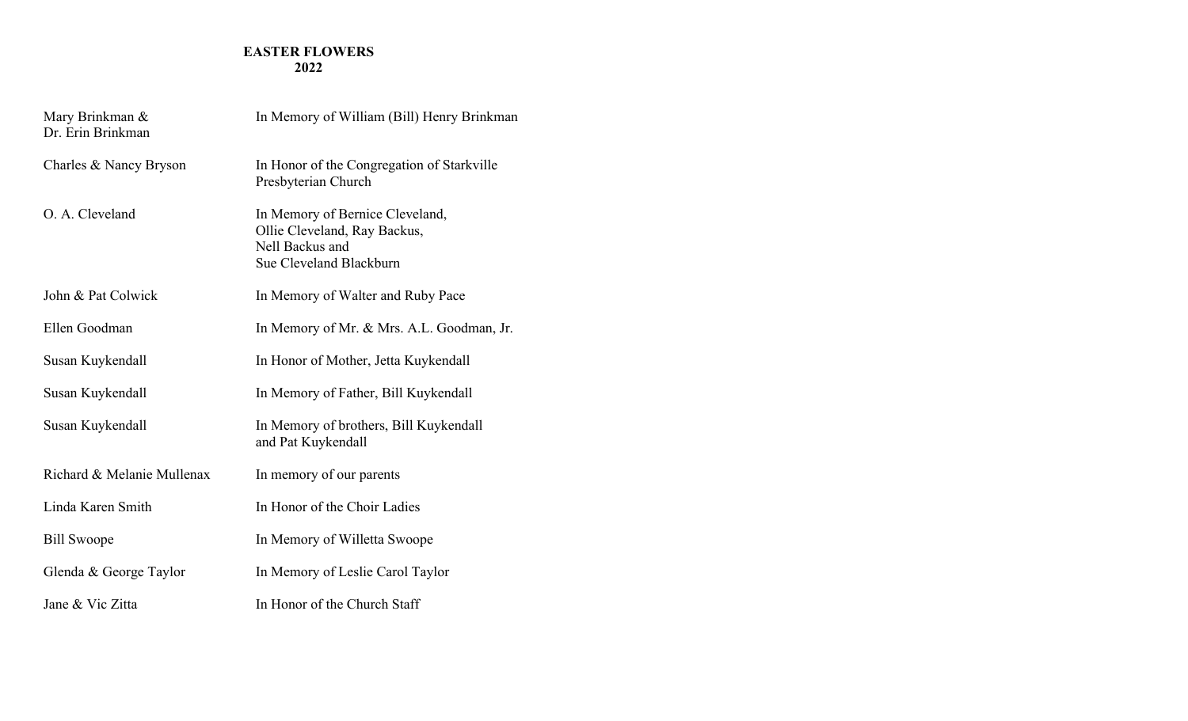# EASTER FLOWERS
## 2022

| | |
|---|---|
| Mary Brinkman & Dr. Erin Brinkman | In Memory of William (Bill) Henry Brinkman |
| Charles & Nancy Bryson | In Honor of the Congregation of Starkville Presbyterian Church |
| O. A. Cleveland | In Memory of Bernice Cleveland, Ollie Cleveland, Ray Backus, Nell Backus and Sue Cleveland Blackburn |
| John & Pat Colwick | In Memory of Walter and Ruby Pace |
| Ellen Goodman | In Memory of Mr. & Mrs. A.L. Goodman, Jr. |
| Susan Kuykendall | In Honor of Mother, Jetta Kuykendall |
| Susan Kuykendall | In Memory of Father, Bill Kuykendall |
| Susan Kuykendall | In Memory of brothers, Bill Kuykendall and Pat Kuykendall |
| Richard & Melanie Mullenax | In memory of our parents |
| Linda Karen Smith | In Honor of the Choir Ladies |
| Bill Swoope | In Memory of Willetta Swoope |
| Glenda & George Taylor | In Memory of Leslie Carol Taylor |
| Jane & Vic Zitta | In Honor of the Church Staff |